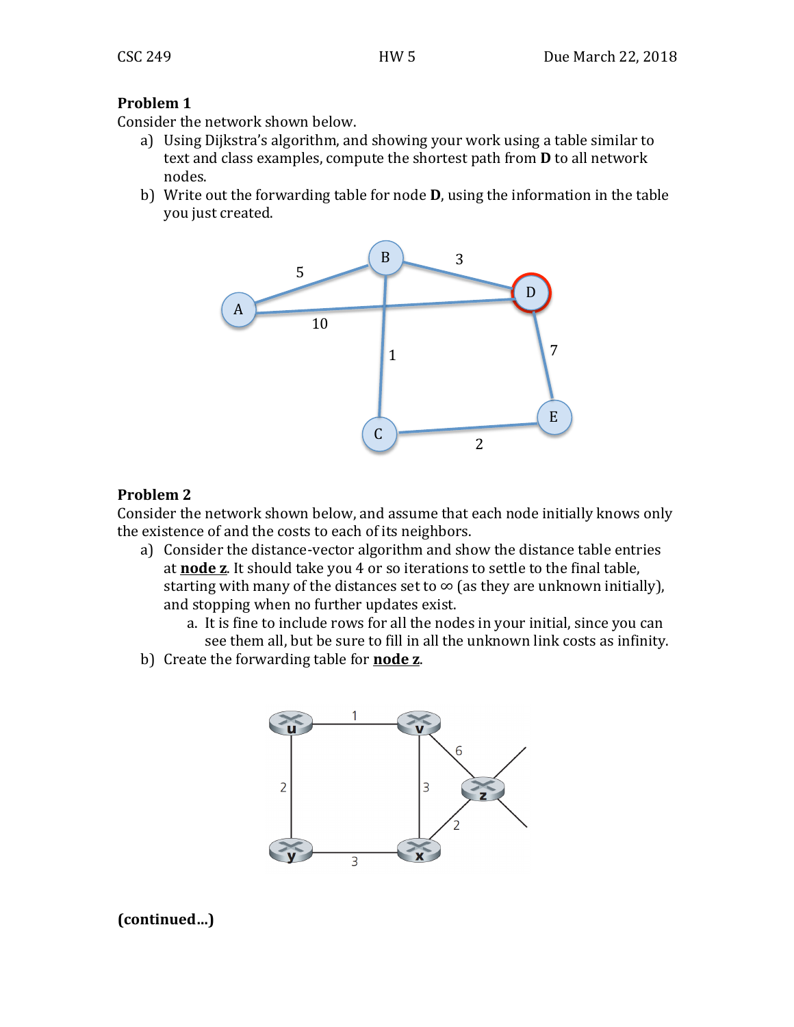## Problem 1

Consider the network shown below.

a) Using Dijkstra's algorithm, and showing your work using a table similar to text and class examples, compute the shortest path from **D** to all network nodes.

b) Write out the forwarding table for node **D**, using the information in the table you just created.

## Problem 2

Consider the network shown below, and assume that each node initially knows only the existence of and the costs to each of its neighbors.

a) Consider the distance-vector algorithm and show the distance table entries at **node z**. It should take you 4 or so iterations to settle to the final table, starting with many of the distances set to ∞ (as they are unknown initially), and stopping when no further updates exist.

   a. It is fine to include rows for all the nodes in your initial, since you can see them all, but be sure to fill in all the unknown link costs as infinity.

b) Create the forwarding table for **node z**.

**(continued...)**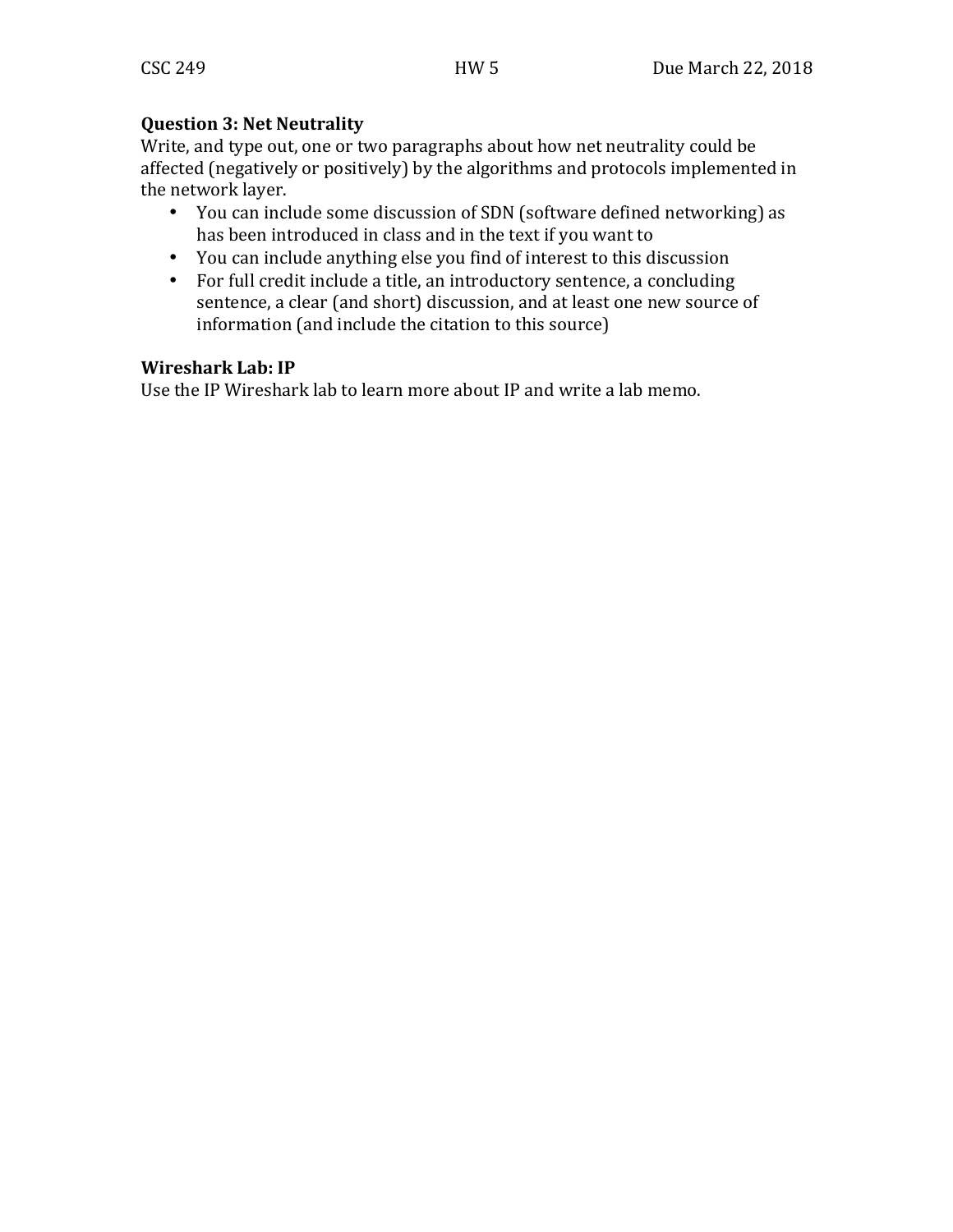**Question 3: Net Neutrality**

Write, and type out, one or two paragraphs about how net neutrality could be affected (negatively or positively) by the algorithms and protocols implemented in the network layer.

- You can include some discussion of SDN (software defined networking) as has been introduced in class and in the text if you want to
- You can include anything else you find of interest to this discussion
- For full credit include a title, an introductory sentence, a concluding sentence, a clear (and short) discussion, and at least one new source of information (and include the citation to this source)

**Wireshark Lab: IP**

Use the IP Wireshark lab to learn more about IP and write a lab memo.